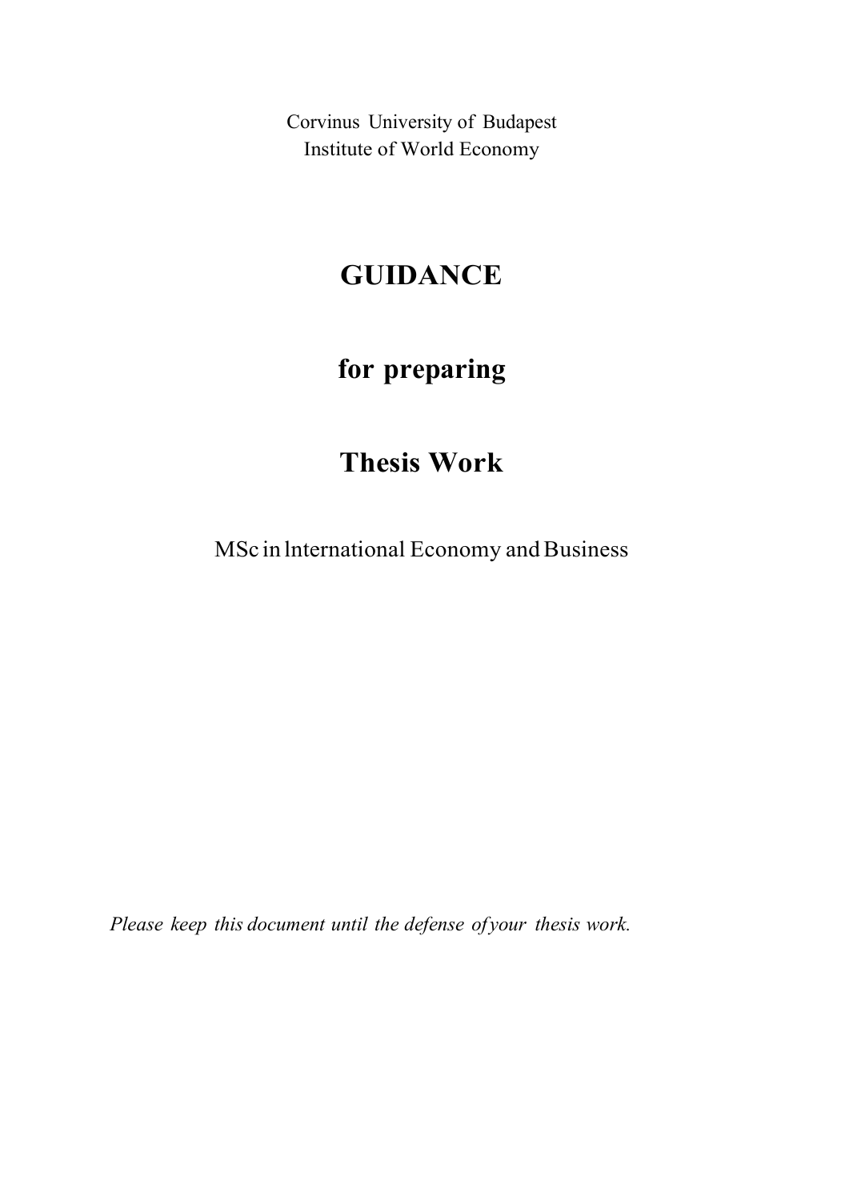Corvinus University of Budapest
Institute of World Economy

# GUIDANCE

# for preparing

# Thesis Work

MSc in International Economy and Business

*Please keep this document until the defense of your thesis work.*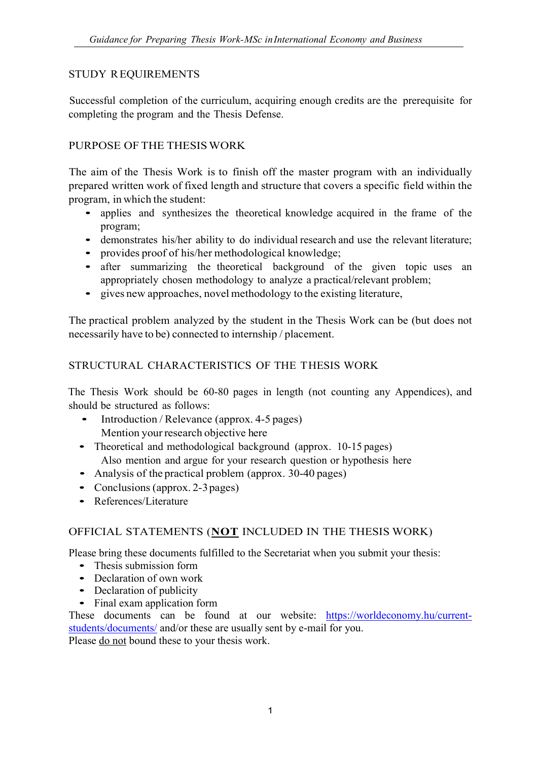## STUDY REQUIREMENTS

Successful completion of the curriculum, acquiring enough credits are the prerequisite for completing the program and the Thesis Defense.

## PURPOSE OF THE THESIS WORK

The aim of the Thesis Work is to finish off the master program with an individually prepared written work of fixed length and structure that covers a specific field within the program, in which the student:

- applies and synthesizes the theoretical knowledge acquired in the frame of the program;
- demonstrates his/her ability to do individual research and use the relevant literature;
- provides proof of his/her methodological knowledge;
- after summarizing the theoretical background of the given topic uses an appropriately chosen methodology to analyze a practical/relevant problem;
- gives new approaches, novel methodology to the existing literature,

The practical problem analyzed by the student in the Thesis Work can be (but does not necessarily have to be) connected to internship / placement.

## STRUCTURAL CHARACTERISTICS OF THE THESIS WORK

The Thesis Work should be 60-80 pages in length (not counting any Appendices), and should be structured as follows:

- Introduction / Relevance (approx. 4-5 pages)
  Mention your research objective here
- Theoretical and methodological background (approx. 10-15 pages)
  Also mention and argue for your research question or hypothesis here
- Analysis of the practical problem (approx. 30-40 pages)
- Conclusions (approx. 2-3 pages)
- References/Literature

## OFFICIAL STATEMENTS (<u>**NOT**</u> INCLUDED IN THE THESIS WORK)

Please bring these documents fulfilled to the Secretariat when you submit your thesis:

- Thesis submission form
- Declaration of own work
- Declaration of publicity
- Final exam application form

These documents can be found at our website: [https://worldeconomy.hu/current-students/documents/](https://worldeconomy.hu/current-students/documents/) and/or these are usually sent by e-mail for you.
Please <u>do not</u> bound these to your thesis work.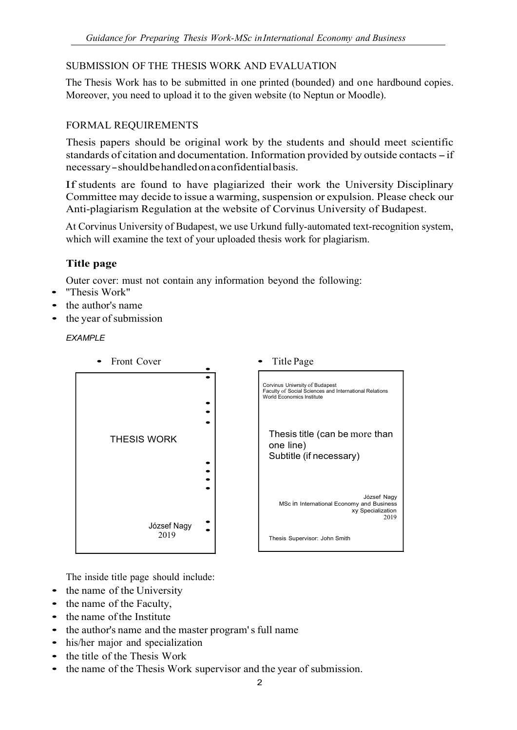SUBMISSION OF THE THESIS WORK AND EVALUATION

The Thesis Work has to be submitted in one printed (bounded) and one hardbound copies. Moreover, you need to upload it to the given website (to Neptun or Moodle).

FORMAL REQUIREMENTS

Thesis papers should be original work by the students and should meet scientific standards of citation and documentation. Information provided by outside contacts – if necessary – should be handled on a confidential basis.

If students are found to have plagiarized their work the University Disciplinary Committee may decide to issue a warming, suspension or expulsion. Please check our Anti-plagiarism Regulation at the website of Corvinus University of Budapest.

At Corvinus University of Budapest, we use Urkund fully-automated text-recognition system, which will examine the text of your uploaded thesis work for plagiarism.

### Title page

Outer cover: must not contain any information beyond the following:

- "Thesis Work"
- the author's name
- the year of submission

*EXAMPLE*

- Front Cover

THESIS WORK

József Nagy
2019

- Title Page

Corvinus Uniwrsity of Budapest
Faculty of Social Sciences and International Relations
World Economics Institute

Thesis title (can be more than one line)
Subtitle (if necessary)

József Nagy
MSc in International Economy and Business
xy Specialization
2019

Thesis Supervisor: John Smith

The inside title page should include:

- the name of the University
- the name of the Faculty,
- the name of the Institute
- the author's name and the master program' s full name
- his/her major and specialization
- the title of the Thesis Work
- the name of the Thesis Work supervisor and the year of submission.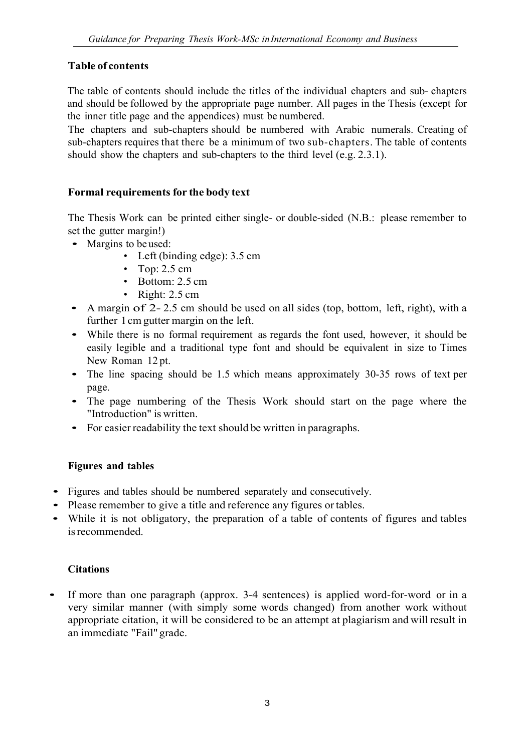**Table of contents**

The table of contents should include the titles of the individual chapters and sub- chapters and should be followed by the appropriate page number. All pages in the Thesis (except for the inner title page and the appendices) must be numbered.
The chapters and sub-chapters should be numbered with Arabic numerals. Creating of sub-chapters requires that there be a minimum of two sub-chapters. The table of contents should show the chapters and sub-chapters to the third level (e.g. 2.3.1).

**Formal requirements for the body text**

The Thesis Work can be printed either single- or double-sided (N.B.: please remember to set the gutter margin!)

- Margins to be used:
  - Left (binding edge): 3.5 cm
  - Top: 2.5 cm
  - Bottom: 2.5 cm
  - Right: 2.5 cm
- A margin of 2- 2.5 cm should be used on all sides (top, bottom, left, right), with a further 1 cm gutter margin on the left.
- While there is no formal requirement as regards the font used, however, it should be easily legible and a traditional type font and should be equivalent in size to Times New Roman 12 pt.
- The line spacing should be 1.5 which means approximately 30-35 rows of text per page.
- The page numbering of the Thesis Work should start on the page where the "Introduction" is written.
- For easier readability the text should be written in paragraphs.

**Figures and tables**

- Figures and tables should be numbered separately and consecutively.
- Please remember to give a title and reference any figures or tables.
- While it is not obligatory, the preparation of a table of contents of figures and tables is recommended.

**Citations**

- If more than one paragraph (approx. 3-4 sentences) is applied word-for-word or in a very similar manner (with simply some words changed) from another work without appropriate citation, it will be considered to be an attempt at plagiarism and will result in an immediate "Fail" grade.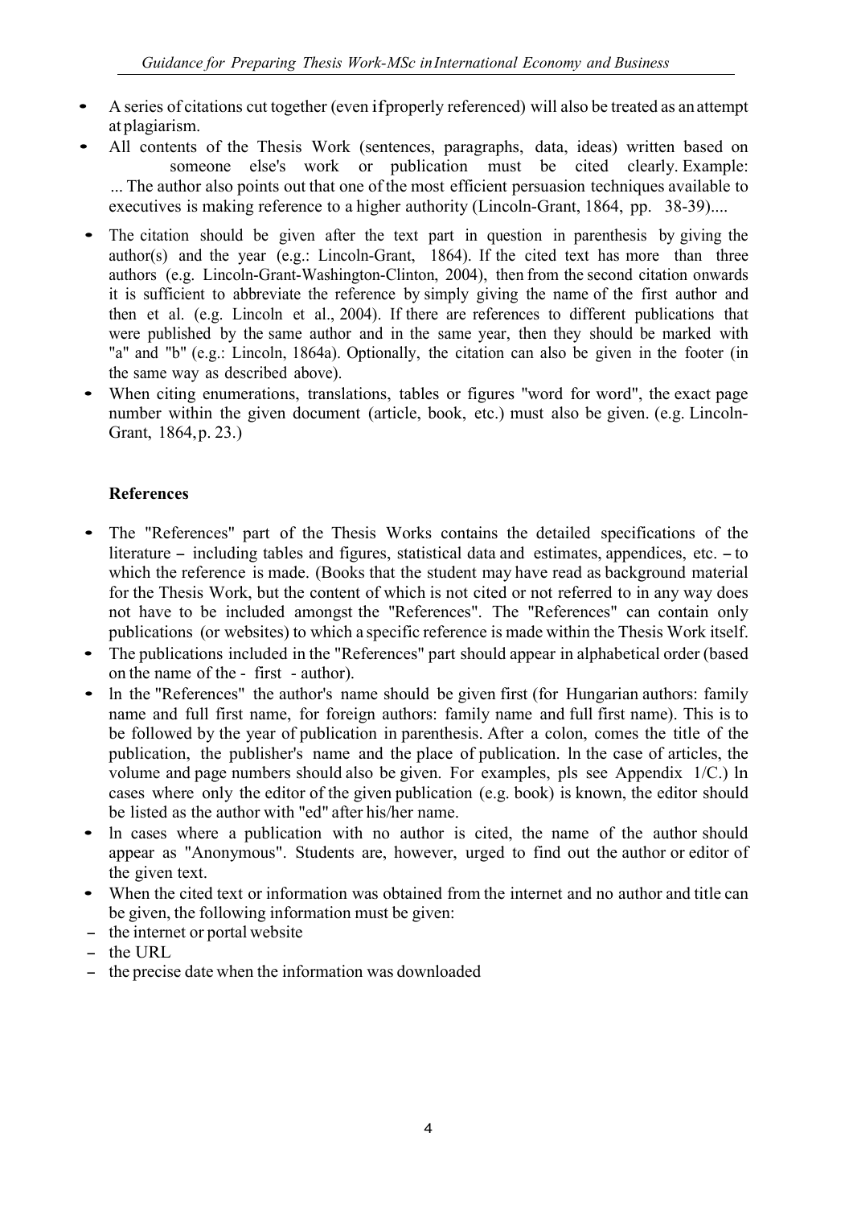- A series of citations cut together (even if properly referenced) will also be treated as an attempt at plagiarism.
- All contents of the Thesis Work (sentences, paragraphs, data, ideas) written based on someone else's work or publication must be cited clearly. Example: ... The author also points out that one of the most efficient persuasion techniques available to executives is making reference to a higher authority (Lincoln-Grant, 1864, pp. 38-39)....
- The citation should be given after the text part in question in parenthesis by giving the author(s) and the year (e.g.: Lincoln-Grant, 1864). If the cited text has more than three authors (e.g. Lincoln-Grant-Washington-Clinton, 2004), then from the second citation onwards it is sufficient to abbreviate the reference by simply giving the name of the first author and then et al. (e.g. Lincoln et al., 2004). If there are references to different publications that were published by the same author and in the same year, then they should be marked with "a" and "b" (e.g.: Lincoln, 1864a). Optionally, the citation can also be given in the footer (in the same way as described above).
- When citing enumerations, translations, tables or figures "word for word", the exact page number within the given document (article, book, etc.) must also be given. (e.g. Lincoln-Grant, 1864, p. 23.)

**References**

- The "References" part of the Thesis Works contains the detailed specifications of the literature – including tables and figures, statistical data and estimates, appendices, etc. – to which the reference is made. (Books that the student may have read as background material for the Thesis Work, but the content of which is not cited or not referred to in any way does not have to be included amongst the "References". The "References" can contain only publications (or websites) to which a specific reference is made within the Thesis Work itself.
- The publications included in the "References" part should appear in alphabetical order (based on the name of the - first - author).
- ln the "References" the author's name should be given first (for Hungarian authors: family name and full first name, for foreign authors: family name and full first name). This is to be followed by the year of publication in parenthesis. After a colon, comes the title of the publication, the publisher's name and the place of publication. ln the case of articles, the volume and page numbers should also be given. For examples, pls see Appendix 1/C.) ln cases where only the editor of the given publication (e.g. book) is known, the editor should be listed as the author with "ed" after his/her name.
- ln cases where a publication with no author is cited, the name of the author should appear as "Anonymous". Students are, however, urged to find out the author or editor of the given text.
- When the cited text or information was obtained from the internet and no author and title can be given, the following information must be given:
  - the internet or portal website
  - the URL
  - the precise date when the information was downloaded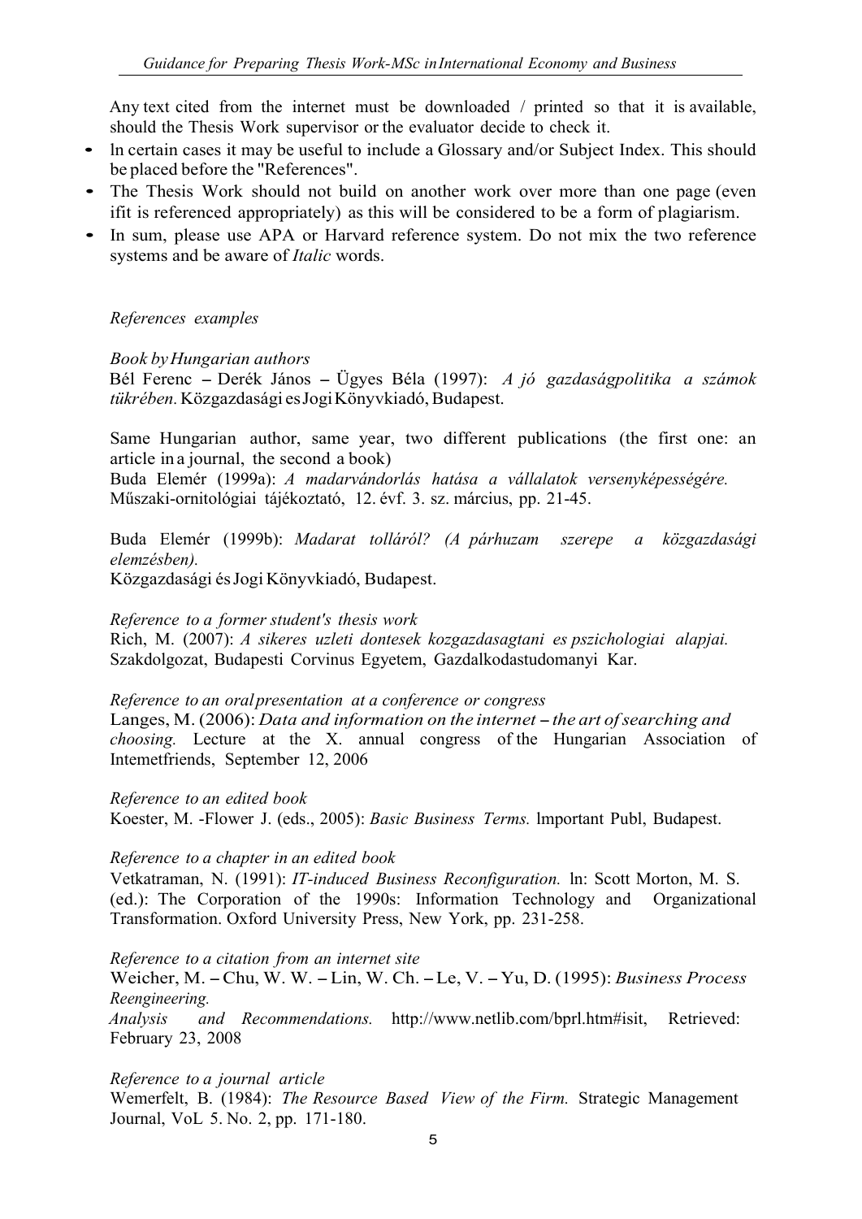Any text cited from the internet must be downloaded / printed so that it is available, should the Thesis Work supervisor or the evaluator decide to check it.

- ln certain cases it may be useful to include a Glossary and/or Subject Index. This should be placed before the "References".
- The Thesis Work should not build on another work over more than one page (even ifit is referenced appropriately) as this will be considered to be a form of plagiarism.
- In sum, please use APA or Harvard reference system. Do not mix the two reference systems and be aware of *Italic* words.

*References examples*

*Book by Hungarian authors*
Bél Ferenc – Derék János – Ügyes Béla (1997): *A jó gazdaságpolitika a számok tükrében.* Közgazdasági es Jogi Könyvkiadó, Budapest.

Same Hungarian author, same year, two different publications (the first one: an article in a journal, the second a book)
Buda Elemér (1999a): *A madarvándorlás hatása a vállalatok versenyképességére.* Műszaki-ornitológiai tájékoztató, 12. évf. 3. sz. március, pp. 21-45.

Buda Elemér (1999b): *Madarat tolláról? (A párhuzam szerepe a közgazdasági elemzésben).*
Közgazdasági és Jogi Könyvkiadó, Budapest.

*Reference to a former student's thesis work*
Rich, M. (2007): *A sikeres uzleti dontesek kozgazdasagtani es pszichologiai alapjai.* Szakdolgozat, Budapesti Corvinus Egyetem, Gazdalkodastudomanyi Kar.

*Reference to an oral presentation at a conference or congress*
Langes, M. (2006): *Data and information on the internet – the art of searching and choosing.* Lecture at the X. annual congress of the Hungarian Association of Intemetfriends, September 12, 2006

*Reference to an edited book*
Koester, M. -Flower J. (eds., 2005): *Basic Business Terms.* lmportant Publ, Budapest.

*Reference to a chapter in an edited book*
Vetkatraman, N. (1991): *IT-induced Business Reconfiguration.* ln: Scott Morton, M. S. (ed.): The Corporation of the 1990s: Information Technology and Organizational Transformation. Oxford University Press, New York, pp. 231-258.

*Reference to a citation from an internet site*
Weicher, M. – Chu, W. W. – Lin, W. Ch. – Le, V. – Yu, D. (1995): *Business Process Reengineering.*
*Analysis and Recommendations.* http://www.netlib.com/bprl.htm#isit, Retrieved: February 23, 2008

*Reference to a journal article*
Wemerfelt, B. (1984): *The Resource Based View of the Firm.* Strategic Management Journal, VoL 5. No. 2, pp. 171-180.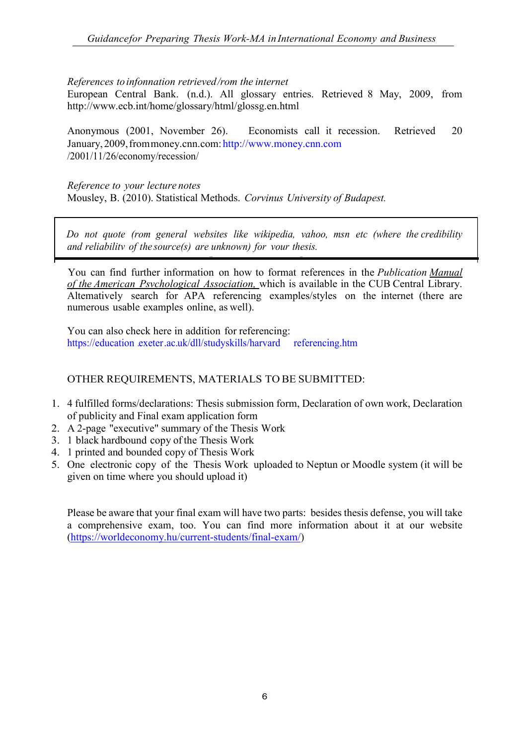*References to infonnation retrieved/rom the internet*
European Central Bank. (n.d.). All glossary entries. Retrieved 8 May, 2009, from http://www.ecb.int/home/glossary/html/glossg.en.html

Anonymous (2001, November 26). Economists call it recession. Retrieved 20 January, 2009, from money.cnn.com: http://www.money.cnn.com /2001/11/26/economy/recession/

*Reference to your lecture notes*
Mousley, B. (2010). Statistical Methods. *Corvinus University of Budapest.*

> *Do not quote (rom general websites like wikipedia, vahoo, msn etc (where the credibility and reliabilitv of the source(s) are unknown) for vour thesis.*

You can find further information on how to format references in the *Publication Manual of the American Psvchological Association,* which is available in the CUB Central Library. Altematively search for APA referencing examples/styles on the internet (there are numerous usable examples online, as well).

You can also check here in addition for referencing:
https://education.exeter.ac.uk/dll/studyskills/harvard referencing.htm

OTHER REQUIREMENTS, MATERIALS TO BE SUBMITTED:

1. 4 fulfilled forms/declarations: Thesis submission form, Declaration of own work, Declaration of publicity and Final exam application form
2. A 2-page "executive" summary of the Thesis Work
3. 1 black hardbound copy of the Thesis Work
4. 1 printed and bounded copy of Thesis Work
5. One electronic copy of the Thesis Work uploaded to Neptun or Moodle system (it will be given on time where you should upload it)

Please be aware that your final exam will have two parts: besides thesis defense, you will take a comprehensive exam, too. You can find more information about it at our website (https://worldeconomy.hu/current-students/final-exam/)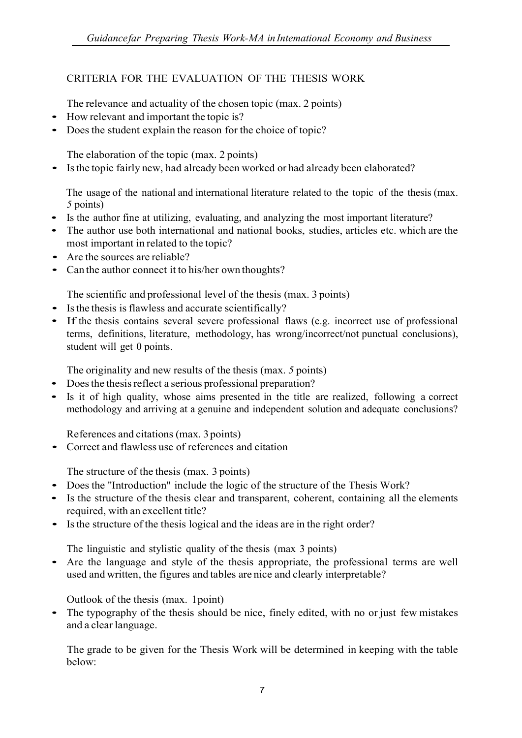## CRITERIA FOR THE EVALUATION OF THE THESIS WORK

The relevance and actuality of the chosen topic (max. 2 points)

- How relevant and important the topic is?
- Does the student explain the reason for the choice of topic?

The elaboration of the topic (max. 2 points)

- Is the topic fairly new, had already been worked or had already been elaborated?

The usage of the national and international literature related to the topic of the thesis (max. 5 points)

- Is the author fine at utilizing, evaluating, and analyzing the most important literature?
- The author use both international and national books, studies, articles etc. which are the most important in related to the topic?
- Are the sources are reliable?
- Can the author connect it to his/her own thoughts?

The scientific and professional level of the thesis (max. 3 points)

- Is the thesis is flawless and accurate scientifically?
- If the thesis contains several severe professional flaws (e.g. incorrect use of professional terms, definitions, literature, methodology, has wrong/incorrect/not punctual conclusions), student will get 0 points.

The originality and new results of the thesis (max. 5 points)

- Does the thesis reflect a serious professional preparation?
- Is it of high quality, whose aims presented in the title are realized, following a correct methodology and arriving at a genuine and independent solution and adequate conclusions?

References and citations (max. 3 points)

- Correct and flawless use of references and citation

The structure of the thesis (max. 3 points)

- Does the "Introduction" include the logic of the structure of the Thesis Work?
- Is the structure of the thesis clear and transparent, coherent, containing all the elements required, with an excellent title?
- Is the structure of the thesis logical and the ideas are in the right order?

The linguistic and stylistic quality of the thesis (max 3 points)

- Are the language and style of the thesis appropriate, the professional terms are well used and written, the figures and tables are nice and clearly interpretable?

Outlook of the thesis (max. 1 point)

- The typography of the thesis should be nice, finely edited, with no or just few mistakes and a clear language.

The grade to be given for the Thesis Work will be determined in keeping with the table below: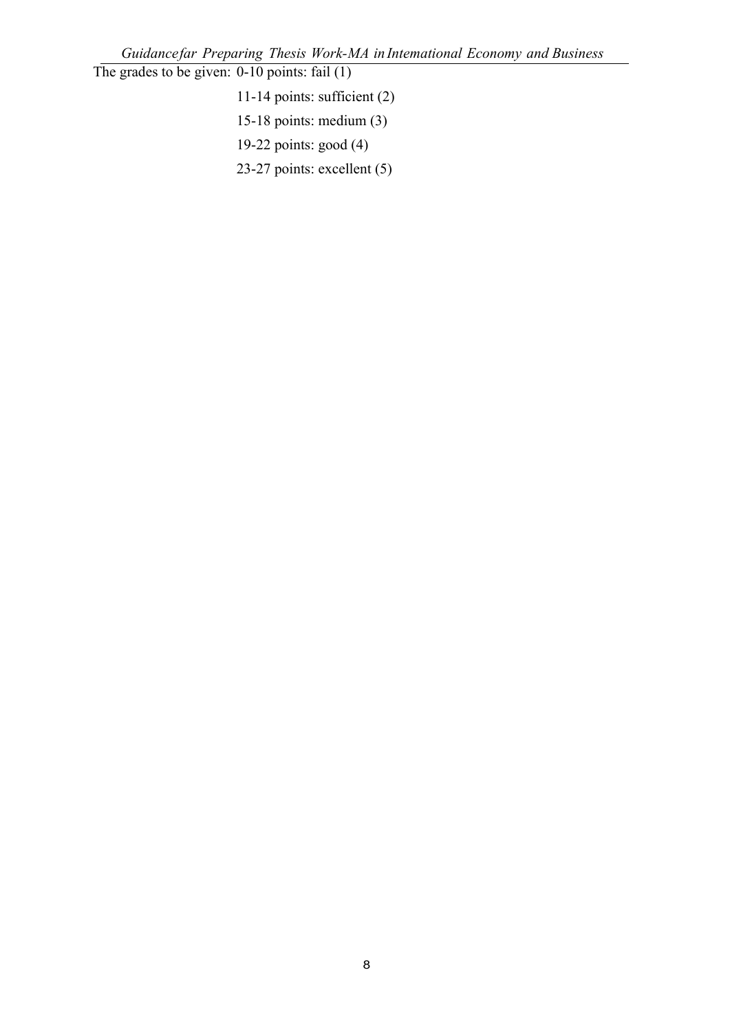The grades to be given: 0-10 points: fail (1)

11-14 points: sufficient (2)

15-18 points: medium (3)

19-22 points: good (4)

23-27 points: excellent (5)